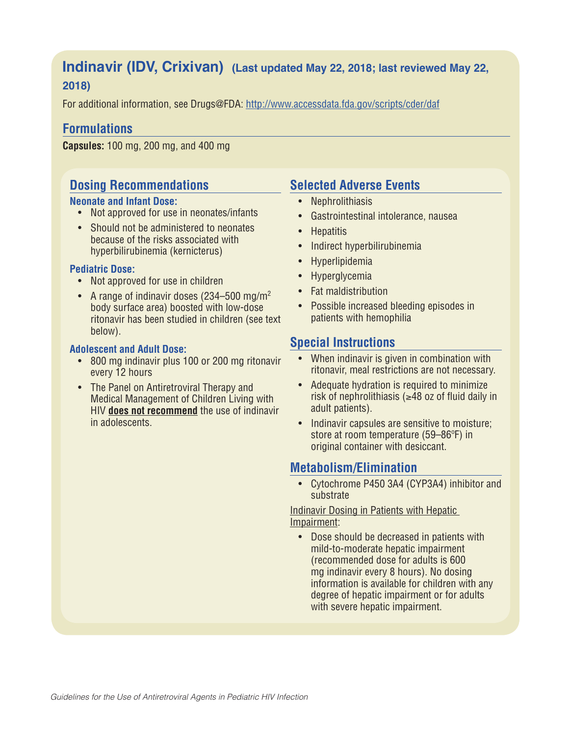# Indinavir (IDV, Crixivan) (Last updated May 22, 2018; last reviewed May 22, 2018)

For additional information, see Drugs@FDA: http://www.accessdata.fda.gov/scripts/cder/daf

## Formulations

**Capsules:** 100 mg, 200 mg, and 400 mg

## Dosing Recommendations

### Neonate and Infant Dose:

- Not approved for use in neonates/infants
- Should not be administered to neonates because of the risks associated with hyperbilirubinemia (kernicterus)

### Pediatric Dose:

- Not approved for use in children
- A range of indinavir doses (234–500 mg/m$^2$ body surface area) boosted with low-dose ritonavir has been studied in children (see text below).

### Adolescent and Adult Dose:

- 800 mg indinavir plus 100 or 200 mg ritonavir every 12 hours
- The Panel on Antiretroviral Therapy and Medical Management of Children Living with HIV **does not recommend** the use of indinavir in adolescents.

## Selected Adverse Events

- Nephrolithiasis
- Gastrointestinal intolerance, nausea
- Hepatitis
- Indirect hyperbilirubinemia
- Hyperlipidemia
- Hyperglycemia
- Fat maldistribution
- Possible increased bleeding episodes in patients with hemophilia

## Special Instructions

- When indinavir is given in combination with ritonavir, meal restrictions are not necessary.
- Adequate hydration is required to minimize risk of nephrolithiasis (≥48 oz of fluid daily in adult patients).
- Indinavir capsules are sensitive to moisture; store at room temperature (59–86ºF) in original container with desiccant.

## Metabolism/Elimination

- Cytochrome P450 3A4 (CYP3A4) inhibitor and substrate

Indinavir Dosing in Patients with Hepatic Impairment:

- Dose should be decreased in patients with mild-to-moderate hepatic impairment (recommended dose for adults is 600 mg indinavir every 8 hours). No dosing information is available for children with any degree of hepatic impairment or for adults with severe hepatic impairment.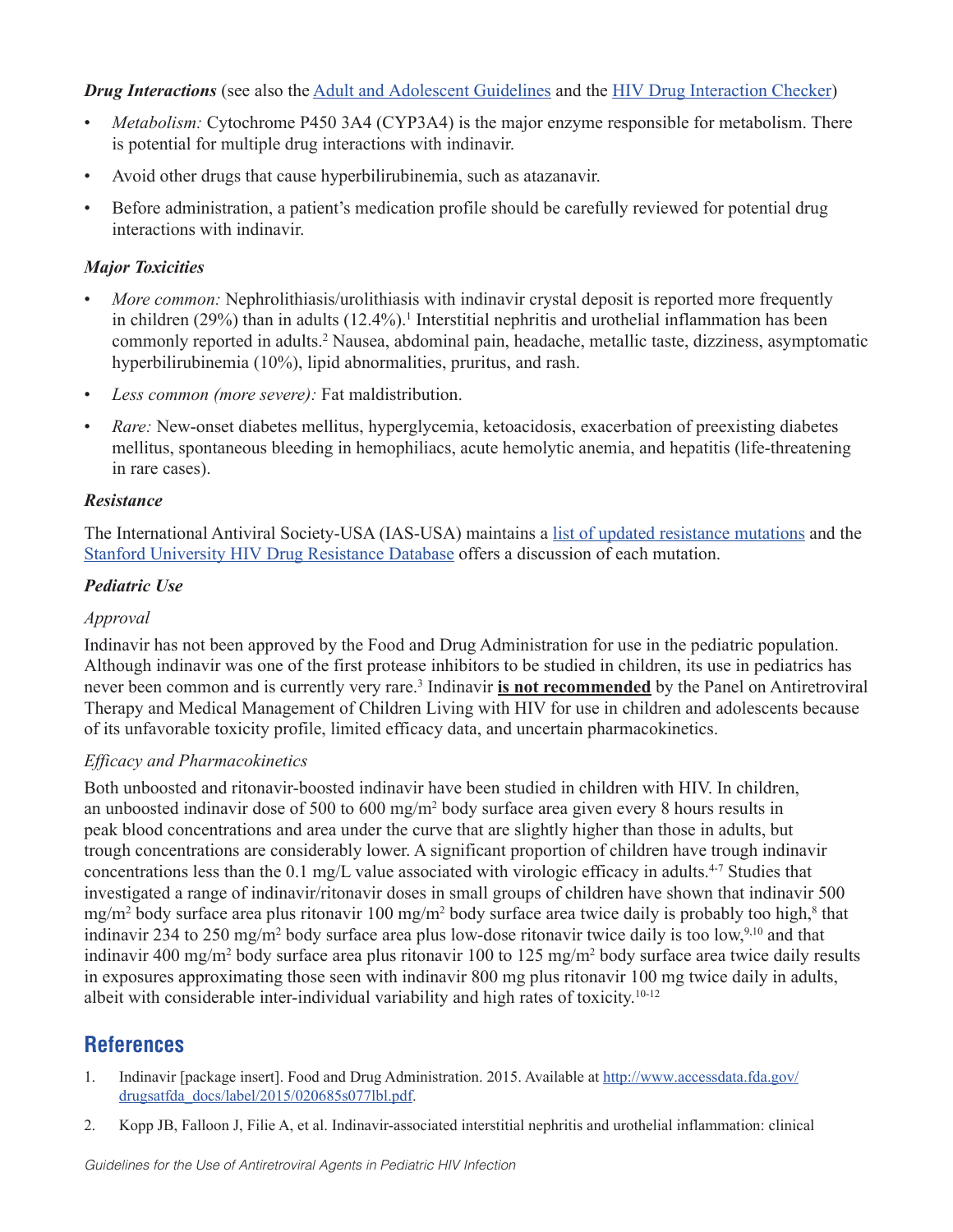***Drug Interactions*** (see also the [Adult and Adolescent Guidelines]() and the [HIV Drug Interaction Checker]())

- *Metabolism:* Cytochrome P450 3A4 (CYP3A4) is the major enzyme responsible for metabolism. There is potential for multiple drug interactions with indinavir.
- Avoid other drugs that cause hyperbilirubinemia, such as atazanavir.
- Before administration, a patient's medication profile should be carefully reviewed for potential drug interactions with indinavir.

***Major Toxicities***

- *More common:* Nephrolithiasis/urolithiasis with indinavir crystal deposit is reported more frequently in children (29%) than in adults (12.4%).[1] Interstitial nephritis and urothelial inflammation has been commonly reported in adults.[2] Nausea, abdominal pain, headache, metallic taste, dizziness, asymptomatic hyperbilirubinemia (10%), lipid abnormalities, pruritus, and rash.
- *Less common (more severe):* Fat maldistribution.
- *Rare:* New-onset diabetes mellitus, hyperglycemia, ketoacidosis, exacerbation of preexisting diabetes mellitus, spontaneous bleeding in hemophiliacs, acute hemolytic anemia, and hepatitis (life-threatening in rare cases).

***Resistance***

The International Antiviral Society-USA (IAS-USA) maintains a [list of updated resistance mutations]() and the [Stanford University HIV Drug Resistance Database]() offers a discussion of each mutation.

***Pediatric Use***

*Approval*

Indinavir has not been approved by the Food and Drug Administration for use in the pediatric population. Although indinavir was one of the first protease inhibitors to be studied in children, its use in pediatrics has never been common and is currently very rare.[3] Indinavir **<u>is not recommended</u>** by the Panel on Antiretroviral Therapy and Medical Management of Children Living with HIV for use in children and adolescents because of its unfavorable toxicity profile, limited efficacy data, and uncertain pharmacokinetics.

*Efficacy and Pharmacokinetics*

Both unboosted and ritonavir-boosted indinavir have been studied in children with HIV. In children, an unboosted indinavir dose of 500 to 600 mg/m$^2$ body surface area given every 8 hours results in peak blood concentrations and area under the curve that are slightly higher than those in adults, but trough concentrations are considerably lower. A significant proportion of children have trough indinavir concentrations less than the 0.1 mg/L value associated with virologic efficacy in adults.[4-7] Studies that investigated a range of indinavir/ritonavir doses in small groups of children have shown that indinavir 500 mg/m$^2$ body surface area plus ritonavir 100 mg/m$^2$ body surface area twice daily is probably too high,[8] that indinavir 234 to 250 mg/m$^2$ body surface area plus low-dose ritonavir twice daily is too low,[9,10] and that indinavir 400 mg/m$^2$ body surface area plus ritonavir 100 to 125 mg/m$^2$ body surface area twice daily results in exposures approximating those seen with indinavir 800 mg plus ritonavir 100 mg twice daily in adults, albeit with considerable inter-individual variability and high rates of toxicity.[10-12]

## References

1. Indinavir [package insert]. Food and Drug Administration. 2015. Available at [http://www.accessdata.fda.gov/drugsatfda_docs/label/2015/020685s077lbl.pdf](http://www.accessdata.fda.gov/drugsatfda_docs/label/2015/020685s077lbl.pdf).
2. Kopp JB, Falloon J, Filie A, et al. Indinavir-associated interstitial nephritis and urothelial inflammation: clinical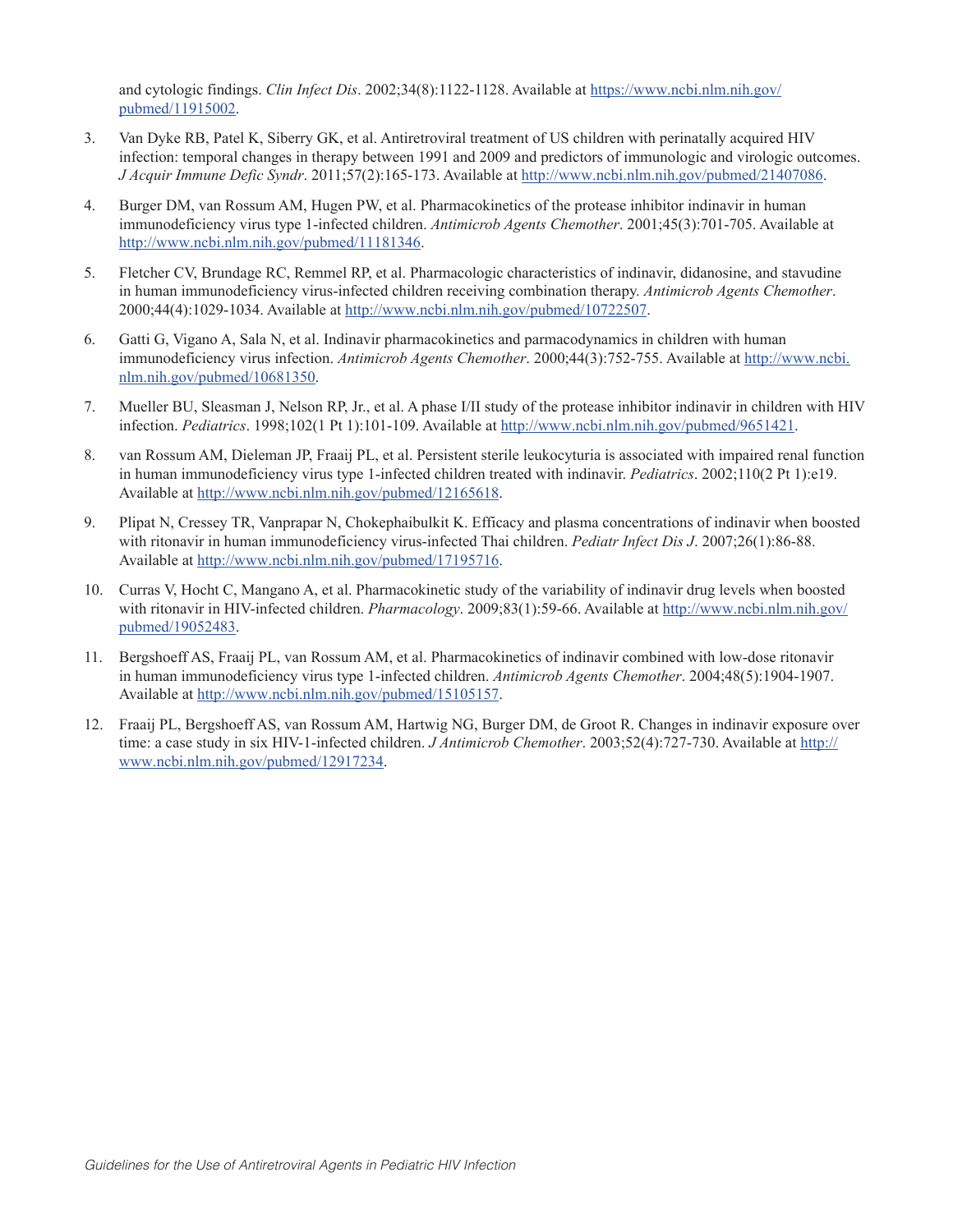and cytologic findings. *Clin Infect Dis*. 2002;34(8):1122-1128. Available at https://www.ncbi.nlm.nih.gov/pubmed/11915002.

3. Van Dyke RB, Patel K, Siberry GK, et al. Antiretroviral treatment of US children with perinatally acquired HIV infection: temporal changes in therapy between 1991 and 2009 and predictors of immunologic and virologic outcomes. *J Acquir Immune Defic Syndr*. 2011;57(2):165-173. Available at http://www.ncbi.nlm.nih.gov/pubmed/21407086.

4. Burger DM, van Rossum AM, Hugen PW, et al. Pharmacokinetics of the protease inhibitor indinavir in human immunodeficiency virus type 1-infected children. *Antimicrob Agents Chemother*. 2001;45(3):701-705. Available at http://www.ncbi.nlm.nih.gov/pubmed/11181346.

5. Fletcher CV, Brundage RC, Remmel RP, et al. Pharmacologic characteristics of indinavir, didanosine, and stavudine in human immunodeficiency virus-infected children receiving combination therapy. *Antimicrob Agents Chemother*. 2000;44(4):1029-1034. Available at http://www.ncbi.nlm.nih.gov/pubmed/10722507.

6. Gatti G, Vigano A, Sala N, et al. Indinavir pharmacokinetics and parmacodynamics in children with human immunodeficiency virus infection. *Antimicrob Agents Chemother*. 2000;44(3):752-755. Available at http://www.ncbi.nlm.nih.gov/pubmed/10681350.

7. Mueller BU, Sleasman J, Nelson RP, Jr., et al. A phase I/II study of the protease inhibitor indinavir in children with HIV infection. *Pediatrics*. 1998;102(1 Pt 1):101-109. Available at http://www.ncbi.nlm.nih.gov/pubmed/9651421.

8. van Rossum AM, Dieleman JP, Fraaij PL, et al. Persistent sterile leukocyturia is associated with impaired renal function in human immunodeficiency virus type 1-infected children treated with indinavir. *Pediatrics*. 2002;110(2 Pt 1):e19. Available at http://www.ncbi.nlm.nih.gov/pubmed/12165618.

9. Plipat N, Cressey TR, Vanprapar N, Chokephaibulkit K. Efficacy and plasma concentrations of indinavir when boosted with ritonavir in human immunodeficiency virus-infected Thai children. *Pediatr Infect Dis J*. 2007;26(1):86-88. Available at http://www.ncbi.nlm.nih.gov/pubmed/17195716.

10. Curras V, Hocht C, Mangano A, et al. Pharmacokinetic study of the variability of indinavir drug levels when boosted with ritonavir in HIV-infected children. *Pharmacology*. 2009;83(1):59-66. Available at http://www.ncbi.nlm.nih.gov/pubmed/19052483.

11. Bergshoeff AS, Fraaij PL, van Rossum AM, et al. Pharmacokinetics of indinavir combined with low-dose ritonavir in human immunodeficiency virus type 1-infected children. *Antimicrob Agents Chemother*. 2004;48(5):1904-1907. Available at http://www.ncbi.nlm.nih.gov/pubmed/15105157.

12. Fraaij PL, Bergshoeff AS, van Rossum AM, Hartwig NG, Burger DM, de Groot R. Changes in indinavir exposure over time: a case study in six HIV-1-infected children. *J Antimicrob Chemother*. 2003;52(4):727-730. Available at http://www.ncbi.nlm.nih.gov/pubmed/12917234.